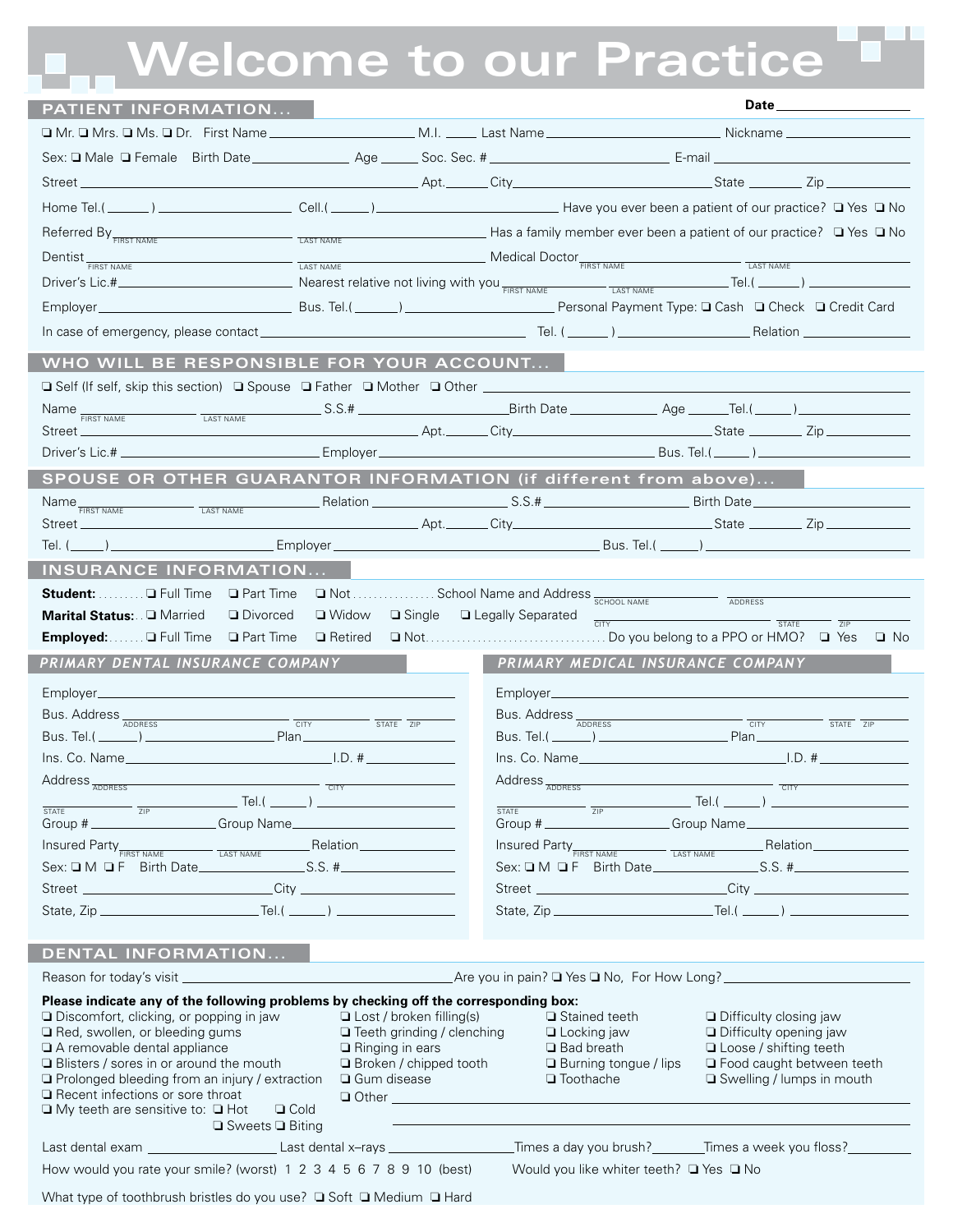# Welcome to our Practice

## PATIENT INFORMATION...

Date ____________

❑ Mr. ❑ Mrs. ❑ Ms. ❑ Dr. First Name ____________ M.I. ____ Last Name ____________ Nickname ____________

Sex: ❑ Male ❑ Female Birth Date ____________ Age _____ Soc. Sec. # ____________ E-mail ____________

Street ____________ Apt. ______ City ____________ State ________ Zip ____________

Home Tel.( ______ ) ____________ Cell.( ______ ) ____________ Have you ever been a patient of our practice? ❑ Yes ❑ No

Referred By ____________ (FIRST NAME) ____________ (LAST NAME) Has a family member ever been a patient of our practice? ❑ Yes ❑ No

Dentist ____________ (FIRST NAME) ____________ (LAST NAME) Medical Doctor ____________ (FIRST NAME) ____________ (LAST NAME)

Driver's Lic.# ____________ Nearest relative not living with you ____________ (FIRST NAME) ____________ (LAST NAME) Tel.( ______ ) ____________

Employer ____________ Bus. Tel.( ______ ) ____________ Personal Payment Type: ❑ Cash ❑ Check ❑ Credit Card

In case of emergency, please contact ____________ Tel. ( ______ ) ____________ Relation ____________

## WHO WILL BE RESPONSIBLE FOR YOUR ACCOUNT...

❑ Self (If self, skip this section) ❑ Spouse ❑ Father ❑ Mother ❑ Other ____________

Name ____________ (FIRST NAME) ____________ (LAST NAME) S.S.# ____________ Birth Date ____________ Age _____ Tel.( _____ ) ____________

Street ____________ Apt. ______ City ____________ State ________ Zip ____________

Driver's Lic.# ____________ Employer ____________ Bus. Tel.( _____ ) ____________

## SPOUSE OR OTHER GUARANTOR INFORMATION (if different from above)...

Name ____________ (FIRST NAME) ____________ (LAST NAME) Relation ____________ S.S.# ____________ Birth Date ____________

Street ____________ Apt. ______ City ____________ State ________ Zip ____________

Tel. ( _____ ) ____________ Employer ____________ Bus. Tel.( _____ ) ____________

## INSURANCE INFORMATION...

**Student:** ......... ❑ Full Time ❑ Part Time ❑ Not ................ School Name and Address ____________ (SCHOOL NAME) ____________ (ADDRESS)

**Marital Status:** .. ❑ Married ❑ Divorced ❑ Widow ❑ Single ❑ Legally Separated ____________ (CITY) ______ (STATE) ______ (ZIP)

**Employed:** ....... ❑ Full Time ❑ Part Time ❑ Retired ❑ Not.................................. Do you belong to a PPO or HMO? ❑ Yes ❑ No

### *PRIMARY DENTAL INSURANCE COMPANY*

Employer ____________

Bus. Address ____________ (ADDRESS) ____________ (CITY) ______ (STATE) ______ (ZIP)

Bus. Tel.( ______ ) ____________ Plan ____________

Ins. Co. Name ____________ I.D. # ____________

Address ____________ (ADDRESS) ____________ (CITY)

______ (STATE) ______ (ZIP) Tel.( ______ ) ____________

Group # ____________ Group Name ____________

Insured Party ____________ (FIRST NAME) ____________ (LAST NAME) Relation ____________

Sex: ❑ M ❑ F Birth Date ____________ S.S. # ____________

Street ____________ City ____________

State, Zip ____________ Tel.( ______ ) ____________

### *PRIMARY MEDICAL INSURANCE COMPANY*

Employer ____________

Bus. Address ____________ (ADDRESS) ____________ (CITY) ______ (STATE) ______ (ZIP)

Bus. Tel.( ______ ) ____________ Plan ____________

Ins. Co. Name ____________ I.D. # ____________

Address ____________ (ADDRESS) ____________ (CITY)

______ (STATE) ______ (ZIP) Tel.( ______ ) ____________

Group # ____________ Group Name ____________

Insured Party ____________ (FIRST NAME) ____________ (LAST NAME) Relation ____________

Sex: ❑ M ❑ F Birth Date ____________ S.S. # ____________

Street ____________ City ____________

State, Zip ____________ Tel.( ______ ) ____________

## DENTAL INFORMATION...

Reason for today's visit ____________ Are you in pain? ❑ Yes ❑ No, For How Long? ____________

**Please indicate any of the following problems by checking off the corresponding box:**

- ❑ Discomfort, clicking, or popping in jaw
- ❑ Red, swollen, or bleeding gums
- ❑ A removable dental appliance
- ❑ Blisters / sores in or around the mouth
- ❑ Prolonged bleeding from an injury / extraction
- ❑ Recent infections or sore throat
- ❑ My teeth are sensitive to: ❑ Hot ❑ Cold ❑ Sweets ❑ Biting
- ❑ Lost / broken filling(s)
- ❑ Teeth grinding / clenching
- ❑ Ringing in ears
- ❑ Broken / chipped tooth
- ❑ Gum disease
- ❑ Other ____________
- ❑ Stained teeth
- ❑ Locking jaw
- ❑ Bad breath
- ❑ Burning tongue / lips
- ❑ Toothache
- ❑ Difficulty closing jaw
- ❑ Difficulty opening jaw
- ❑ Loose / shifting teeth
- ❑ Food caught between teeth
- ❑ Swelling / lumps in mouth

Last dental exam ____________ Last dental x–rays ____________ Times a day you brush? _______ Times a week you floss? _______

How would you rate your smile? (worst) 1 2 3 4 5 6 7 8 9 10 (best) Would you like whiter teeth? ❑ Yes ❑ No

What type of toothbrush bristles do you use? ❑ Soft ❑ Medium ❑ Hard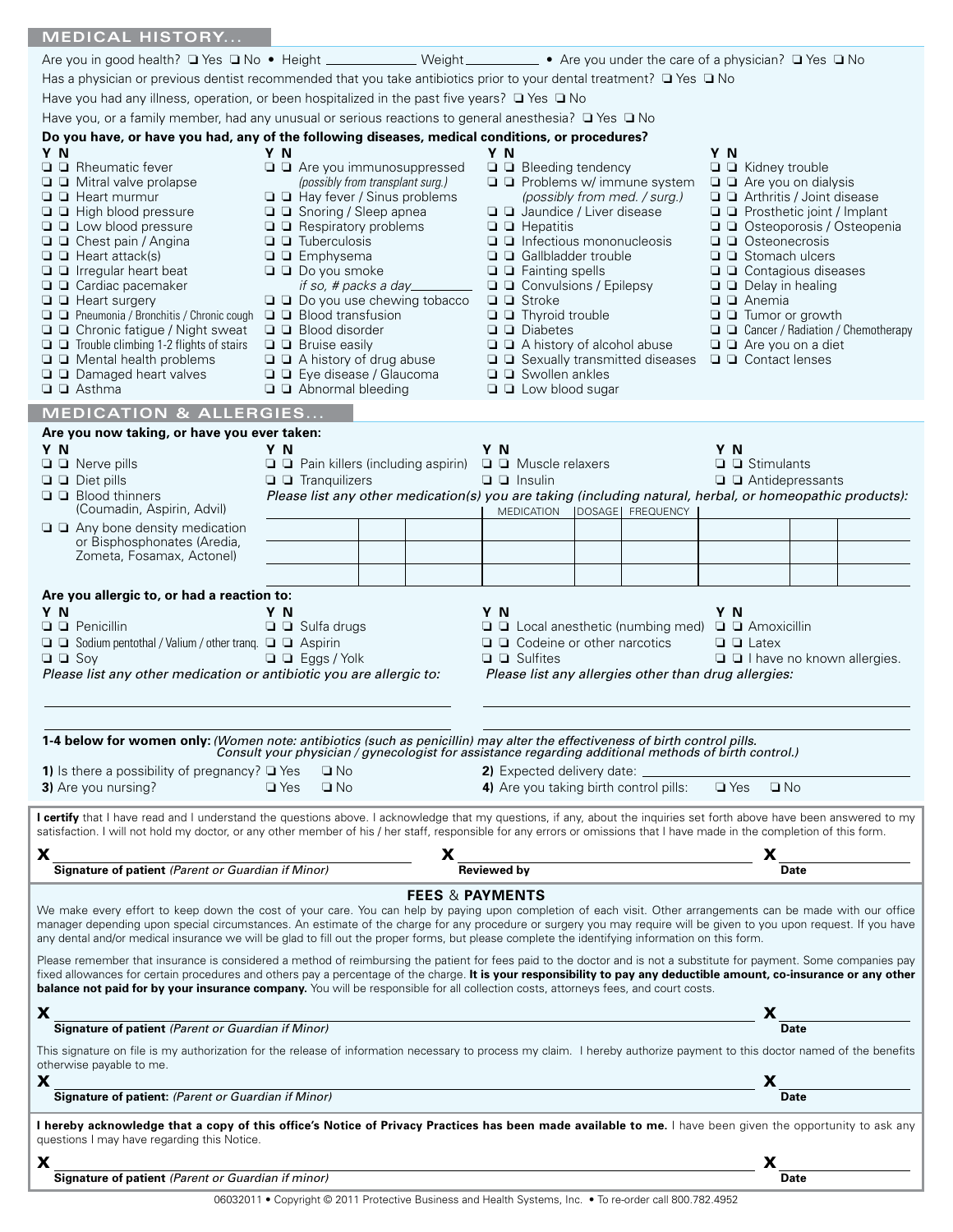## MEDICAL HISTORY...

Are you in good health? ❑ Yes ❑ No • Height ____________ Weight __________ • Are you under the care of a physician? ❑ Yes ❑ No

Has a physician or previous dentist recommended that you take antibiotics prior to your dental treatment? ❑ Yes ❑ No

Have you had any illness, operation, or been hospitalized in the past five years? ❑ Yes ❑ No

Have you, or a family member, had any unusual or serious reactions to general anesthesia? ❑ Yes ❑ No

**Do you have, or have you had, any of the following diseases, medical conditions, or procedures?**

Y N
- ❑ ❑ Rheumatic fever
- ❑ ❑ Mitral valve prolapse
- ❑ ❑ Heart murmur
- ❑ ❑ High blood pressure
- ❑ ❑ Low blood pressure
- ❑ ❑ Chest pain / Angina
- ❑ ❑ Heart attack(s)
- ❑ ❑ Irregular heart beat
- ❑ ❑ Cardiac pacemaker
- ❑ ❑ Heart surgery
- ❑ ❑ Pneumonia / Bronchitis / Chronic cough
- ❑ ❑ Chronic fatigue / Night sweat
- ❑ ❑ Trouble climbing 1-2 flights of stairs
- ❑ ❑ Mental health problems
- ❑ ❑ Damaged heart valves
- ❑ ❑ Asthma

Y N
- ❑ ❑ Are you immunosuppressed *(possibly from transplant surg.)*
- ❑ ❑ Hay fever / Sinus problems
- ❑ ❑ Snoring / Sleep apnea
- ❑ ❑ Respiratory problems
- ❑ ❑ Tuberculosis
- ❑ ❑ Emphysema
- ❑ ❑ Do you smoke *if so, # packs a day*________
- ❑ ❑ Do you use chewing tobacco
- ❑ ❑ Blood transfusion
- ❑ ❑ Blood disorder
- ❑ ❑ Bruise easily
- ❑ ❑ A history of drug abuse
- ❑ ❑ Eye disease / Glaucoma
- ❑ ❑ Abnormal bleeding

Y N
- ❑ ❑ Bleeding tendency
- ❑ ❑ Problems w/ immune system *(possibly from med. / surg.)*
- ❑ ❑ Jaundice / Liver disease
- ❑ ❑ Hepatitis
- ❑ ❑ Infectious mononucleosis
- ❑ ❑ Gallbladder trouble
- ❑ ❑ Fainting spells
- ❑ ❑ Convulsions / Epilepsy
- ❑ ❑ Stroke
- ❑ ❑ Thyroid trouble
- ❑ ❑ Diabetes
- ❑ ❑ A history of alcohol abuse
- ❑ ❑ Sexually transmitted diseases
- ❑ ❑ Swollen ankles
- ❑ ❑ Low blood sugar

Y N
- ❑ ❑ Kidney trouble
- ❑ ❑ Are you on dialysis
- ❑ ❑ Arthritis / Joint disease
- ❑ ❑ Prosthetic joint / Implant
- ❑ ❑ Osteoporosis / Osteopenia
- ❑ ❑ Osteonecrosis
- ❑ ❑ Stomach ulcers
- ❑ ❑ Contagious diseases
- ❑ ❑ Delay in healing
- ❑ ❑ Anemia
- ❑ ❑ Tumor or growth
- ❑ ❑ Cancer / Radiation / Chemotherapy
- ❑ ❑ Are you on a diet
- ❑ ❑ Contact lenses

## MEDICATION & ALLERGIES...

**Are you now taking, or have you ever taken:**

Y N
- ❑ ❑ Nerve pills
- ❑ ❑ Diet pills
- ❑ ❑ Blood thinners (Coumadin, Aspirin, Advil)
- ❑ ❑ Any bone density medication or Bisphosphonates (Aredia, Zometa, Fosamax, Actonel)

Y N
- ❑ ❑ Pain killers (including aspirin)
- ❑ ❑ Tranquilizers

Y N
- ❑ ❑ Muscle relaxers
- ❑ ❑ Insulin

Y N
- ❑ ❑ Stimulants
- ❑ ❑ Antidepressants

*Please list any other medication(s) you are taking (including natural, herbal, or homeopathic products):*

| MEDICATION | DOSAGE | FREQUENCY | MEDICATION | DOSAGE | FREQUENCY |
|---|---|---|---|---|---|
| | | | | | |
| | | | | | |
| | | | | | |

**Are you allergic to, or had a reaction to:**

Y N
- ❑ ❑ Penicillin
- ❑ ❑ Sodium pentothal / Valium / other tranq.
- ❑ ❑ Soy

Y N
- ❑ ❑ Sulfa drugs
- ❑ ❑ Aspirin
- ❑ ❑ Eggs / Yolk

Y N
- ❑ ❑ Local anesthetic (numbing med)
- ❑ ❑ Codeine or other narcotics
- ❑ ❑ Sulfites

Y N
- ❑ ❑ Amoxicillin
- ❑ ❑ Latex
- ❑ ❑ I have no known allergies.

*Please list any other medication or antibiotic you are allergic to:* ______________________________

*Please list any allergies other than drug allergies:* ______________________________

**1-4 below for women only:** *(Women note: antibiotics (such as penicillin) may alter the effectiveness of birth control pills. Consult your physician / gynecologist for assistance regarding additional methods of birth control.)*

**1)** Is there a possibility of pregnancy? ❑ Yes ❑ No

**2)** Expected delivery date: ______________

**3)** Are you nursing? ❑ Yes ❑ No

**4)** Are you taking birth control pills: ❑ Yes ❑ No

**I certify** that I have read and I understand the questions above. I acknowledge that my questions, if any, about the inquiries set forth above have been answered to my satisfaction. I will not hold my doctor, or any other member of his / her staff, responsible for any errors or omissions that I have made in the completion of this form.

X ______________________________ **Signature of patient** *(Parent or Guardian if Minor)*
X ______________________________ **Reviewed by**
X ______________ **Date**

## FEES & PAYMENTS

We make every effort to keep down the cost of your care. You can help by paying upon completion of each visit. Other arrangements can be made with our office manager depending upon special circumstances. An estimate of the charge for any procedure or surgery you may require will be given to you upon request. If you have any dental and/or medical insurance we will be glad to fill out the proper forms, but please complete the identifying information on this form.

Please remember that insurance is considered a method of reimbursing the patient for fees paid to the doctor and is not a substitute for payment. Some companies pay fixed allowances for certain procedures and others pay a percentage of the charge. **It is your responsibility to pay any deductible amount, co-insurance or any other balance not paid for by your insurance company.** You will be responsible for all collection costs, attorneys fees, and court costs.

X ______________________________ **Signature of patient** *(Parent or Guardian if Minor)*
X ______________ **Date**

This signature on file is my authorization for the release of information necessary to process my claim. I hereby authorize payment to this doctor named of the benefits otherwise payable to me.

X ______________________________ **Signature of patient:** *(Parent or Guardian if Minor)*
X ______________ **Date**

**I hereby acknowledge that a copy of this office's Notice of Privacy Practices has been made available to me.** I have been given the opportunity to ask any questions I may have regarding this Notice.

X ______________________________ **Signature of patient** *(Parent or Guardian if minor)*
X ______________ **Date**

06032011 • Copyright © 2011 Protective Business and Health Systems, Inc. • To re-order call 800.782.4952